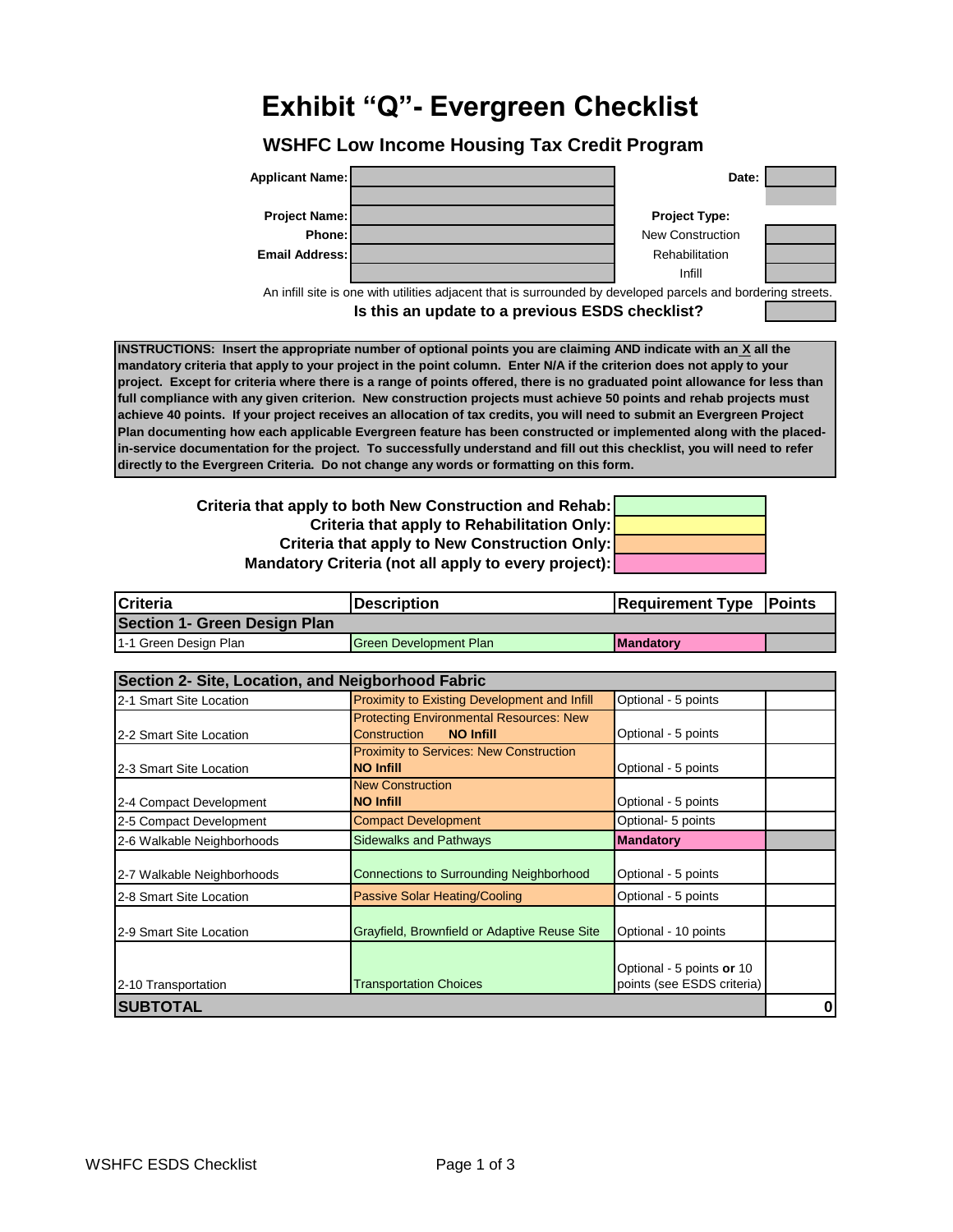# Exhibit "Q"- Evergreen Checklist

## WSHFC Low Income Housing Tax Credit Program

| | | | |
|---|---|---|---|
| **Applicant Name:** | | **Date:** | |
| | | | |
| **Project Name:** | | **Project Type:** | |
| **Phone:** | | New Construction | |
| **Email Address:** | | Rehabilitation | |
| | | Infill | |

An infill site is one with utilities adjacent that is surrounded by developed parcels and bordering streets.

**Is this an update to a previous ESDS checklist?**

**INSTRUCTIONS: Insert the appropriate number of optional points you are claiming AND indicate with an X all the mandatory criteria that apply to your project in the point column. Enter N/A if the criterion does not apply to your project. Except for criteria where there is a range of points offered, there is no graduated point allowance for less than full compliance with any given criterion. New construction projects must achieve 50 points and rehab projects must achieve 40 points. If your project receives an allocation of tax credits, you will need to submit an Evergreen Project Plan documenting how each applicable Evergreen feature has been constructed or implemented along with the placed-in-service documentation for the project. To successfully understand and fill out this checklist, you will need to refer directly to the Evergreen Criteria. Do not change any words or formatting on this form.**

**Criteria that apply to both New Construction and Rehab:** (green)
**Criteria that apply to Rehabilitation Only:** (yellow)
**Criteria that apply to New Construction Only:** (orange)
**Mandatory Criteria (not all apply to every project):** (pink)

| Criteria | Description | Requirement Type | Points |
|---|---|---|---|
| **Section 1- Green Design Plan** | | | |
| 1-1 Green Design Plan | Green Development Plan | **Mandatory** | |

| Criteria | Description | Requirement Type | Points |
|---|---|---|---|
| **Section 2- Site, Location, and Neigborhood Fabric** | | | |
| 2-1 Smart Site Location | Proximity to Existing Development and Infill | Optional - 5 points | |
| 2-2 Smart Site Location | Protecting Environmental Resources: New Construction **NO Infill** | Optional - 5 points | |
| 2-3 Smart Site Location | Proximity to Services: New Construction **NO Infill** | Optional - 5 points | |
| 2-4 Compact Development | New Construction **NO Infill** | Optional - 5 points | |
| 2-5 Compact Development | Compact Development | Optional- 5 points | |
| 2-6 Walkable Neighborhoods | Sidewalks and Pathways | **Mandatory** | |
| 2-7 Walkable Neighborhoods | Connections to Surrounding Neighborhood | Optional - 5 points | |
| 2-8 Smart Site Location | Passive Solar Heating/Cooling | Optional - 5 points | |
| 2-9 Smart Site Location | Grayfield, Brownfield or Adaptive Reuse Site | Optional - 10 points | |
| 2-10 Transportation | Transportation Choices | Optional - 5 points **or** 10 points (see ESDS criteria) | |
| **SUBTOTAL** | | | **0** |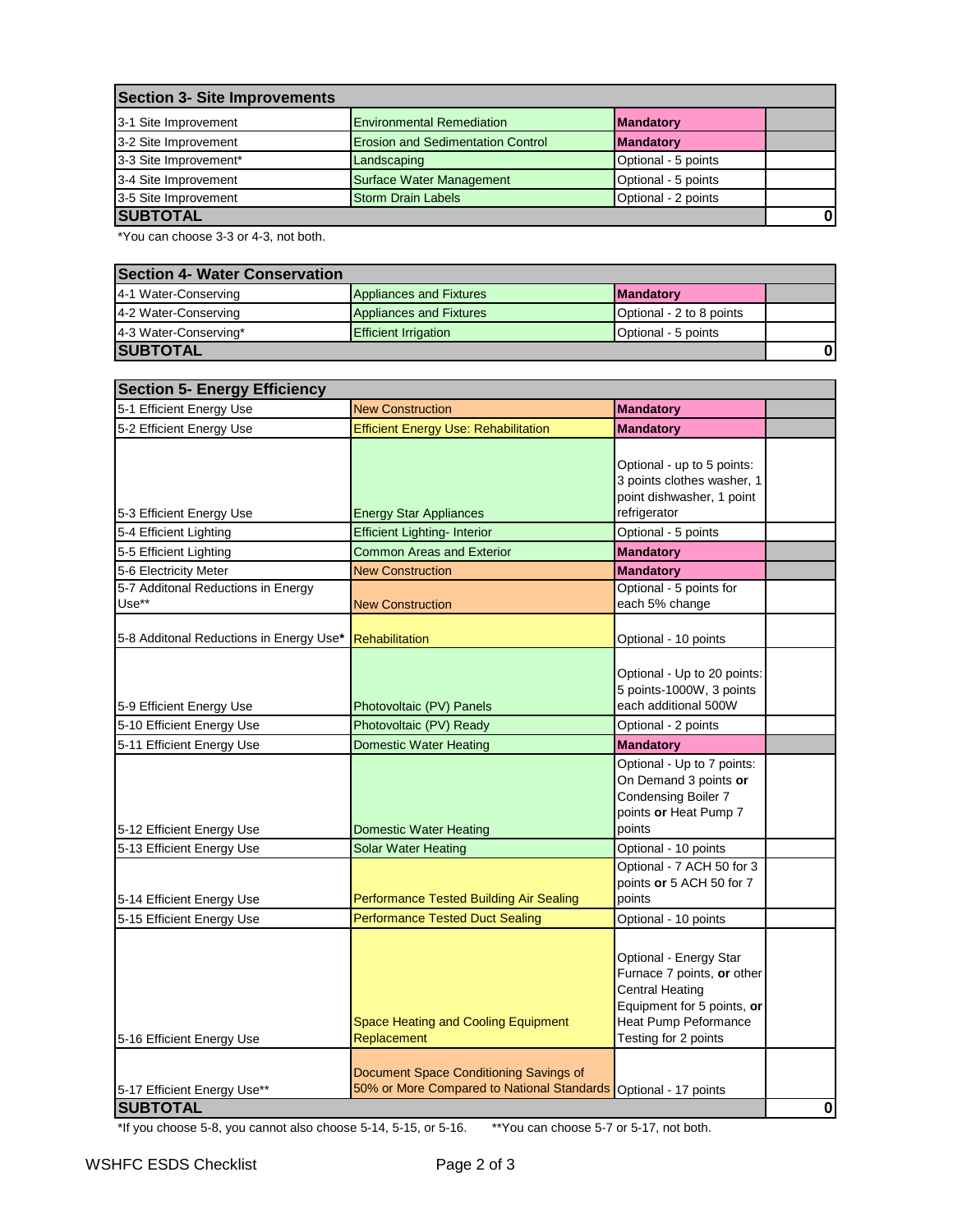| Section 3- Site Improvements | | | |
|---|---|---|---|
| 3-1 Site Improvement | Environmental Remediation | **Mandatory** | |
| 3-2 Site Improvement | Erosion and Sedimentation Control | **Mandatory** | |
| 3-3 Site Improvement* | Landscaping | Optional - 5 points | |
| 3-4 Site Improvement | Surface Water Management | Optional - 5 points | |
| 3-5 Site Improvement | Storm Drain Labels | Optional - 2 points | |
| **SUBTOTAL** | | | **0** |

*You can choose 3-3 or 4-3, not both.

| Section 4- Water Conservation | | | |
|---|---|---|---|
| 4-1 Water-Conserving | Appliances and Fixtures | **Mandatory** | |
| 4-2 Water-Conserving | Appliances and Fixtures | Optional - 2 to 8 points | |
| 4-3 Water-Conserving* | Efficient Irrigation | Optional - 5 points | |
| **SUBTOTAL** | | | **0** |

| Section 5- Energy Efficiency | | | |
|---|---|---|---|
| 5-1 Efficient Energy Use | New Construction | **Mandatory** | |
| 5-2 Efficient Energy Use | Efficient Energy Use: Rehabilitation | **Mandatory** | |
| 5-3 Efficient Energy Use | Energy Star Appliances | Optional - up to 5 points: 3 points clothes washer, 1 point dishwasher, 1 point refrigerator | |
| 5-4 Efficient Lighting | Efficient Lighting- Interior | Optional - 5 points | |
| 5-5 Efficient Lighting | Common Areas and Exterior | **Mandatory** | |
| 5-6 Electricity Meter | New Construction | **Mandatory** | |
| 5-7 Additonal Reductions in Energy Use** | New Construction | Optional - 5 points for each 5% change | |
| 5-8 Additonal Reductions in Energy Use**\*** | Rehabilitation | Optional - 10 points | |
| 5-9 Efficient Energy Use | Photovoltaic (PV) Panels | Optional - Up to 20 points: 5 points-1000W, 3 points each additional 500W | |
| 5-10 Efficient Energy Use | Photovoltaic (PV) Ready | Optional - 2 points | |
| 5-11 Efficient Energy Use | Domestic Water Heating | **Mandatory** | |
| 5-12 Efficient Energy Use | Domestic Water Heating | Optional - Up to 7 points: On Demand 3 points **or** Condensing Boiler 7 points **or** Heat Pump 7 points | |
| 5-13 Efficient Energy Use | Solar Water Heating | Optional - 10 points | |
| 5-14 Efficient Energy Use | Performance Tested Building Air Sealing | Optional - 7 ACH 50 for 3 points **or** 5 ACH 50 for 7 points | |
| 5-15 Efficient Energy Use | Performance Tested Duct Sealing | Optional - 10 points | |
| 5-16 Efficient Energy Use | Space Heating and Cooling Equipment Replacement | Optional - Energy Star Furnace 7 points, **or** other Central Heating Equipment for 5 points, **or** Heat Pump Peformance Testing for 2 points | |
| 5-17 Efficient Energy Use** | Document Space Conditioning Savings of 50% or More Compared to National Standards | Optional - 17 points | |
| **SUBTOTAL** | | | **0** |

*If you choose 5-8, you cannot also choose 5-14, 5-15, or 5-16. **You can choose 5-7 or 5-17, not both.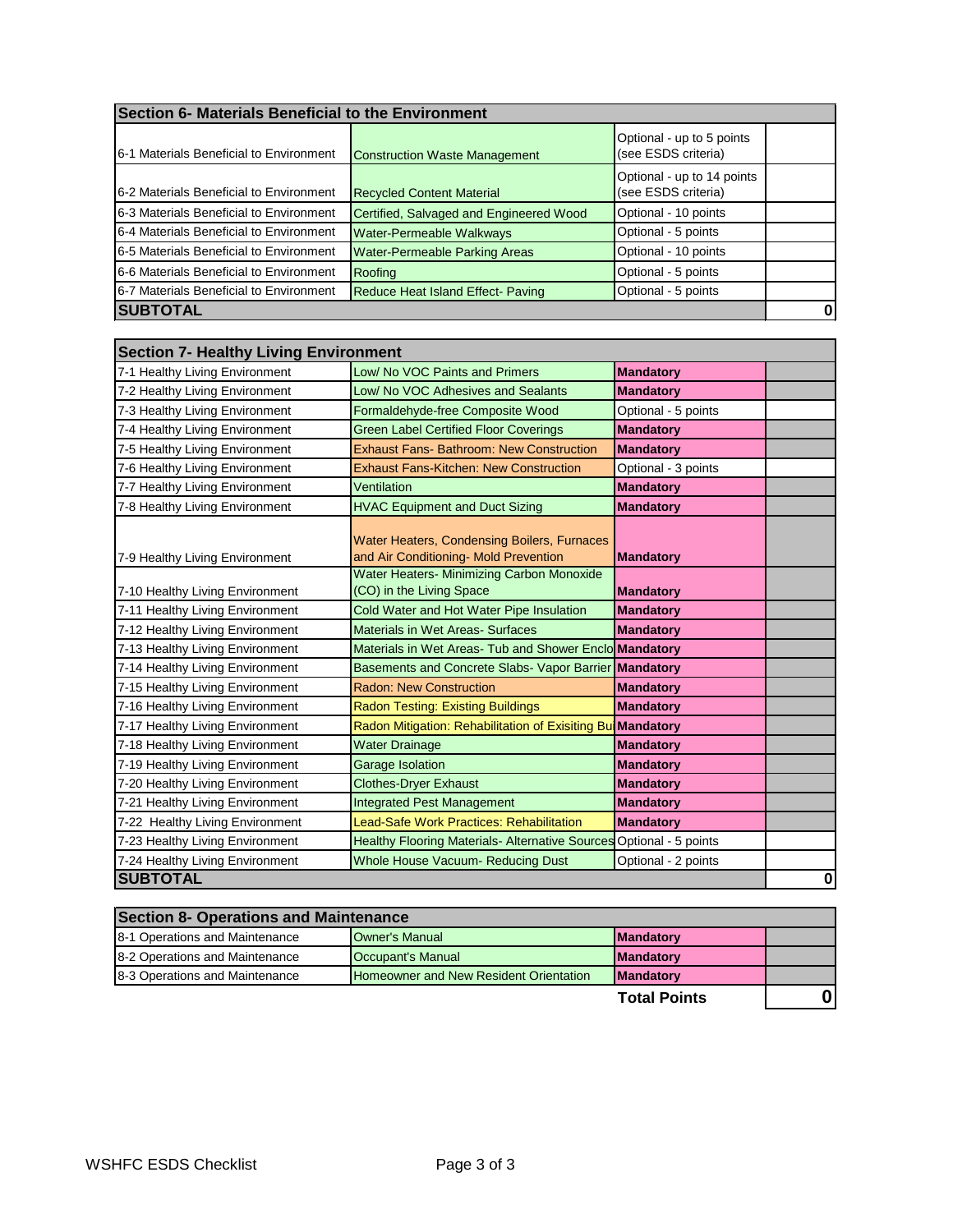| Section 6- Materials Beneficial to the Environment | | | |
|---|---|---|---|
| 6-1 Materials Beneficial to Environment | Construction Waste Management | Optional - up to 5 points (see ESDS criteria) | |
| 6-2 Materials Beneficial to Environment | Recycled Content Material | Optional - up to 14 points (see ESDS criteria) | |
| 6-3 Materials Beneficial to Environment | Certified, Salvaged and Engineered Wood | Optional - 10 points | |
| 6-4 Materials Beneficial to Environment | Water-Permeable Walkways | Optional - 5 points | |
| 6-5 Materials Beneficial to Environment | Water-Permeable Parking Areas | Optional - 10 points | |
| 6-6 Materials Beneficial to Environment | Roofing | Optional - 5 points | |
| 6-7 Materials Beneficial to Environment | Reduce Heat Island Effect- Paving | Optional - 5 points | |
| **SUBTOTAL** | | | **0** |

| Section 7- Healthy Living Environment | | | |
|---|---|---|---|
| 7-1 Healthy Living Environment | Low/ No VOC Paints and Primers | **Mandatory** | |
| 7-2 Healthy Living Environment | Low/ No VOC Adhesives and Sealants | **Mandatory** | |
| 7-3 Healthy Living Environment | Formaldehyde-free Composite Wood | Optional - 5 points | |
| 7-4 Healthy Living Environment | Green Label Certified Floor Coverings | **Mandatory** | |
| 7-5 Healthy Living Environment | Exhaust Fans- Bathroom: New Construction | **Mandatory** | |
| 7-6 Healthy Living Environment | Exhaust Fans-Kitchen: New Construction | Optional - 3 points | |
| 7-7 Healthy Living Environment | Ventilation | **Mandatory** | |
| 7-8 Healthy Living Environment | HVAC Equipment and Duct Sizing | **Mandatory** | |
| 7-9 Healthy Living Environment | Water Heaters, Condensing Boilers, Furnaces and Air Conditioning- Mold Prevention | **Mandatory** | |
| 7-10 Healthy Living Environment | Water Heaters- Minimizing Carbon Monoxide (CO) in the Living Space | **Mandatory** | |
| 7-11 Healthy Living Environment | Cold Water and Hot Water Pipe Insulation | **Mandatory** | |
| 7-12 Healthy Living Environment | Materials in Wet Areas- Surfaces | **Mandatory** | |
| 7-13 Healthy Living Environment | Materials in Wet Areas- Tub and Shower Enclo | **Mandatory** | |
| 7-14 Healthy Living Environment | Basements and Concrete Slabs- Vapor Barrier | **Mandatory** | |
| 7-15 Healthy Living Environment | Radon: New Construction | **Mandatory** | |
| 7-16 Healthy Living Environment | Radon Testing: Existing Buildings | **Mandatory** | |
| 7-17 Healthy Living Environment | Radon Mitigation: Rehabilitation of Exisiting Bu | **Mandatory** | |
| 7-18 Healthy Living Environment | Water Drainage | **Mandatory** | |
| 7-19 Healthy Living Environment | Garage Isolation | **Mandatory** | |
| 7-20 Healthy Living Environment | Clothes-Dryer Exhaust | **Mandatory** | |
| 7-21 Healthy Living Environment | Integrated Pest Management | **Mandatory** | |
| 7-22 Healthy Living Environment | Lead-Safe Work Practices: Rehabilitation | **Mandatory** | |
| 7-23 Healthy Living Environment | Healthy Flooring Materials- Alternative Sources | Optional - 5 points | |
| 7-24 Healthy Living Environment | Whole House Vacuum- Reducing Dust | Optional - 2 points | |
| **SUBTOTAL** | | | **0** |

| Section 8- Operations and Maintenance | | | |
|---|---|---|---|
| 8-1 Operations and Maintenance | Owner's Manual | **Mandatory** | |
| 8-2 Operations and Maintenance | Occupant's Manual | **Mandatory** | |
| 8-3 Operations and Maintenance | Homeowner and New Resident Orientation | **Mandatory** | |
| | | **Total Points** | **0** |